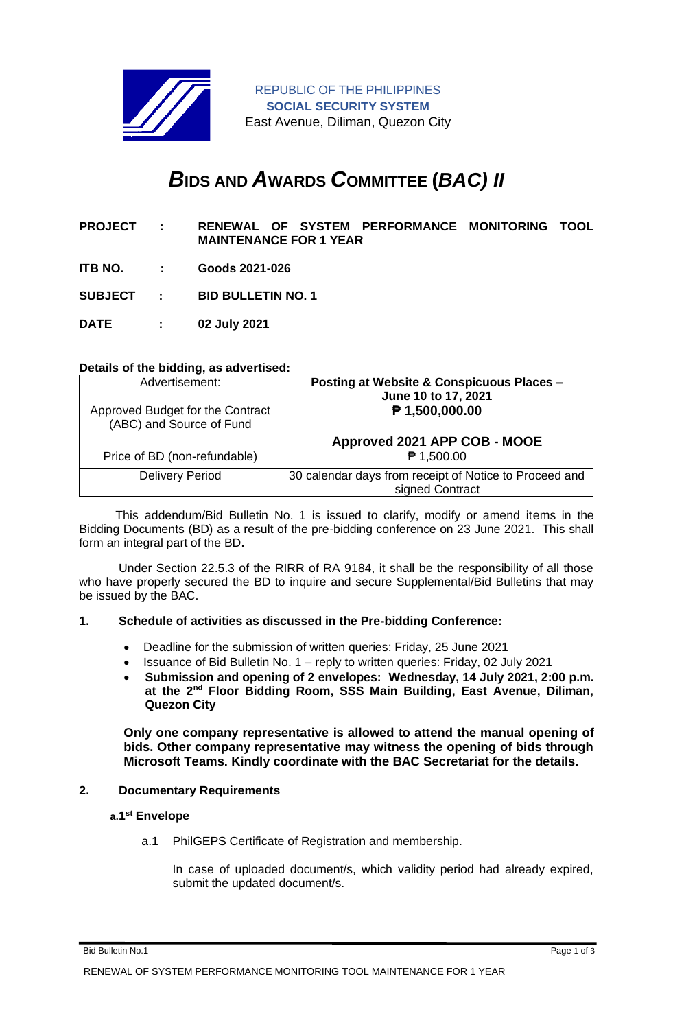REPUBLIC OF THE PHILIPPINES
**SOCIAL SECURITY SYSTEM**
East Avenue, Diliman, Quezon City

# *B*IDS AND *A*WARDS *C*OMMITTEE (*BAC) II*

**PROJECT : RENEWAL OF SYSTEM PERFORMANCE MONITORING TOOL MAINTENANCE FOR 1 YEAR**

**ITB NO. : Goods 2021-026**

**SUBJECT : BID BULLETIN NO. 1**

**DATE : 02 July 2021**

---

**Details of the bidding, as advertised:**

| Advertisement: | **Posting at Website & Conspicuous Places – June 10 to 17, 2021** |
|---|---|
| Approved Budget for the Contract (ABC) and Source of Fund | **₱ 1,500,000.00**<br><br>**Approved 2021 APP COB - MOOE** |
| Price of BD (non-refundable) | ₱ 1,500.00 |
| Delivery Period | 30 calendar days from receipt of Notice to Proceed and signed Contract |

This addendum/Bid Bulletin No. 1 is issued to clarify, modify or amend items in the Bidding Documents (BD) as a result of the pre-bidding conference on 23 June 2021. This shall form an integral part of the BD**.**

Under Section 22.5.3 of the RIRR of RA 9184, it shall be the responsibility of all those who have properly secured the BD to inquire and secure Supplemental/Bid Bulletins that may be issued by the BAC.

**1. Schedule of activities as discussed in the Pre-bidding Conference:**

- Deadline for the submission of written queries: Friday, 25 June 2021
- Issuance of Bid Bulletin No. 1 – reply to written queries: Friday, 02 July 2021
- **Submission and opening of 2 envelopes: Wednesday, 14 July 2021, 2:00 p.m. at the 2nd Floor Bidding Room, SSS Main Building, East Avenue, Diliman, Quezon City**

**Only one company representative is allowed to attend the manual opening of bids. Other company representative may witness the opening of bids through Microsoft Teams. Kindly coordinate with the BAC Secretariat for the details.**

**2. Documentary Requirements**

**a. 1st Envelope**

a.1 PhilGEPS Certificate of Registration and membership.

In case of uploaded document/s, which validity period had already expired, submit the updated document/s.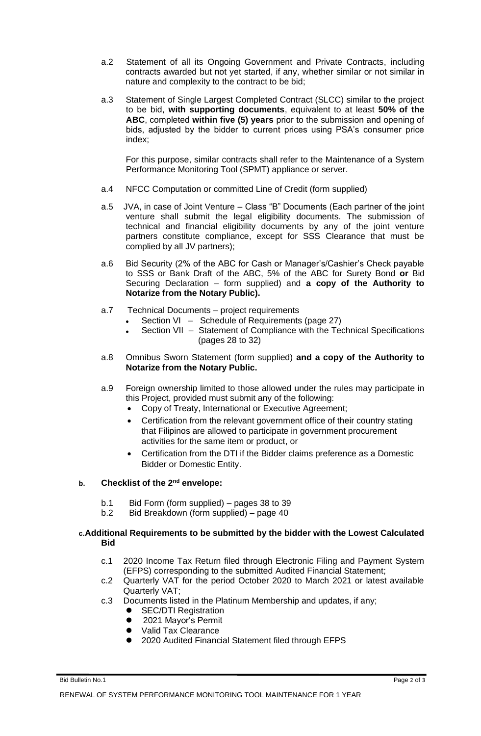a.2 Statement of all its Ongoing Government and Private Contracts, including contracts awarded but not yet started, if any, whether similar or not similar in nature and complexity to the contract to be bid;

a.3 Statement of Single Largest Completed Contract (SLCC) similar to the project to be bid, **with supporting documents**, equivalent to at least **50% of the ABC**, completed **within five (5) years** prior to the submission and opening of bids, adjusted by the bidder to current prices using PSA's consumer price index;

For this purpose, similar contracts shall refer to the Maintenance of a System Performance Monitoring Tool (SPMT) appliance or server.

a.4 NFCC Computation or committed Line of Credit (form supplied)

a.5 JVA, in case of Joint Venture – Class "B" Documents (Each partner of the joint venture shall submit the legal eligibility documents. The submission of technical and financial eligibility documents by any of the joint venture partners constitute compliance, except for SSS Clearance that must be complied by all JV partners);

a.6 Bid Security (2% of the ABC for Cash or Manager's/Cashier's Check payable to SSS or Bank Draft of the ABC, 5% of the ABC for Surety Bond **or** Bid Securing Declaration – form supplied) and **a copy of the Authority to Notarize from the Notary Public).**

a.7 Technical Documents – project requirements

- Section VI – Schedule of Requirements (page 27)
- Section VII – Statement of Compliance with the Technical Specifications (pages 28 to 32)

a.8 Omnibus Sworn Statement (form supplied) **and a copy of the Authority to Notarize from the Notary Public.**

a.9 Foreign ownership limited to those allowed under the rules may participate in this Project, provided must submit any of the following:

- Copy of Treaty, International or Executive Agreement;
- Certification from the relevant government office of their country stating that Filipinos are allowed to participate in government procurement activities for the same item or product, or
- Certification from the DTI if the Bidder claims preference as a Domestic Bidder or Domestic Entity.

**b. Checklist of the 2nd envelope:**

b.1 Bid Form (form supplied) – pages 38 to 39

b.2 Bid Breakdown (form supplied) – page 40

**c. Additional Requirements to be submitted by the bidder with the Lowest Calculated Bid**

c.1 2020 Income Tax Return filed through Electronic Filing and Payment System (EFPS) corresponding to the submitted Audited Financial Statement;

c.2 Quarterly VAT for the period October 2020 to March 2021 or latest available Quarterly VAT;

c.3 Documents listed in the Platinum Membership and updates, if any;

- SEC/DTI Registration
- 2021 Mayor's Permit
- Valid Tax Clearance
- 2020 Audited Financial Statement filed through EFPS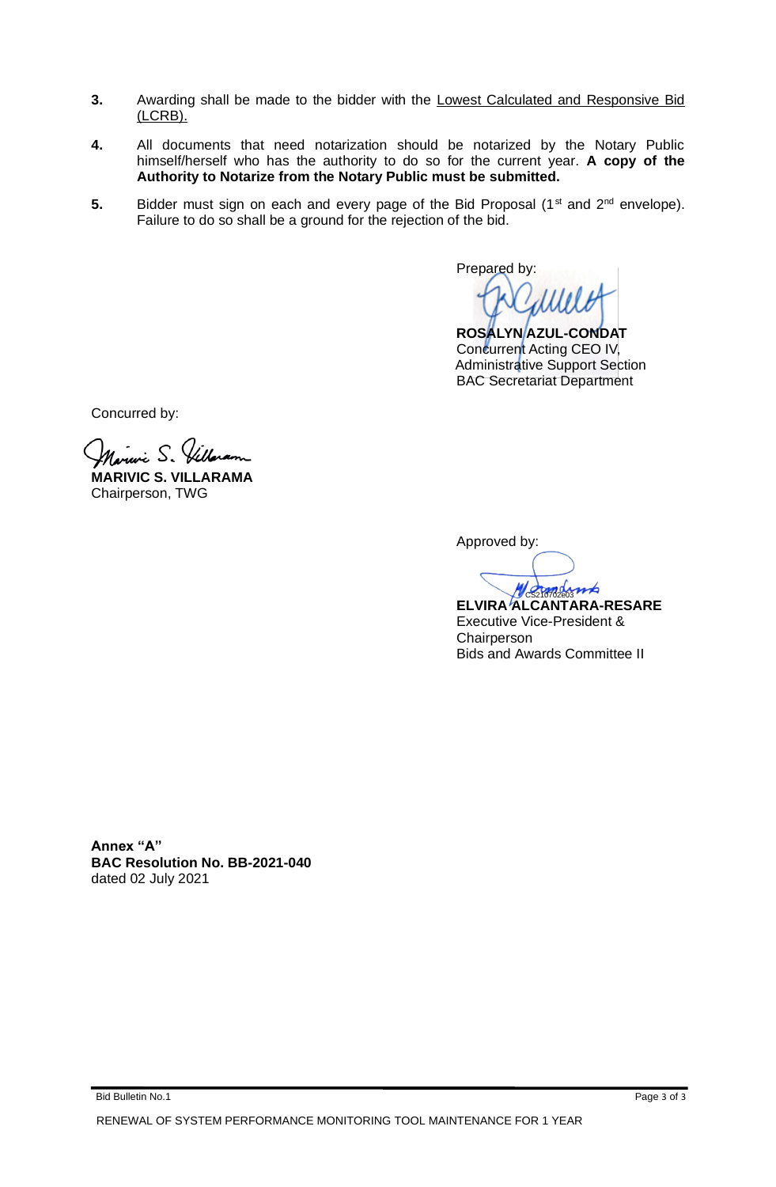3. Awarding shall be made to the bidder with the <u>Lowest Calculated and Responsive Bid (LCRB).</u>

4. All documents that need notarization should be notarized by the Notary Public himself/herself who has the authority to do so for the current year. **A copy of the Authority to Notarize from the Notary Public must be submitted.**

5. Bidder must sign on each and every page of the Bid Proposal (1st and 2nd envelope). Failure to do so shall be a ground for the rejection of the bid.

Prepared by:

**ROSALYN AZUL-CONDAT**
Concurrent Acting CEO IV,
Administrative Support Section
BAC Secretariat Department

Concurred by:

**MARIVIC S. VILLARAMA**
Chairperson, TWG

Approved by:

**ELVIRA ALCANTARA-RESARE**
Executive Vice-President &
Chairperson
Bids and Awards Committee II

**Annex "A"**
**BAC Resolution No. BB-2021-040**
dated 02 July 2021

Bid Bulletin No.1

RENEWAL OF SYSTEM PERFORMANCE MONITORING TOOL MAINTENANCE FOR 1 YEAR